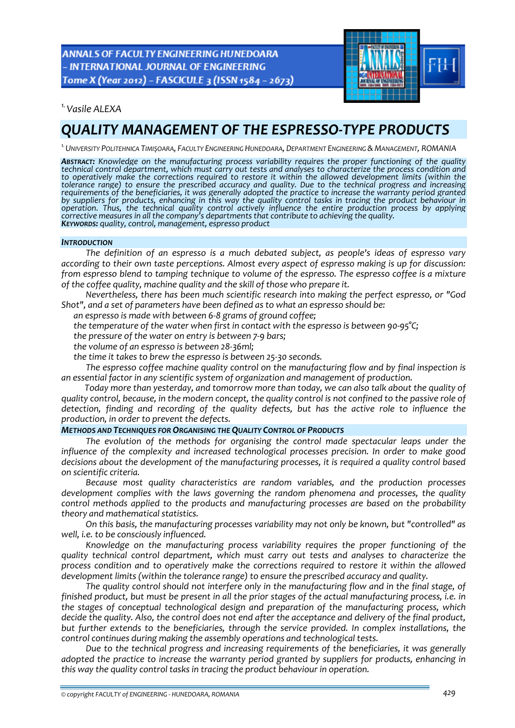[1.] *Vasile ALEXA*

# QUALITY MANAGEMENT OF THE ESPRESSO-TYPE PRODUCTS

[1.] UNIVERSITY POLITEHNICA TIMIŞOARA, FACULTY ENGINEERING HUNEDOARA, DEPARTMENT ENGINEERING & MANAGEMENT, ROMANIA

***ABSTRACT:*** *Knowledge on the manufacturing process variability requires the proper functioning of the quality technical control department, which must carry out tests and analyses to characterize the process condition and to operatively make the corrections required to restore it within the allowed development limits (within the tolerance range) to ensure the prescribed accuracy and quality. Due to the technical progress and increasing requirements of the beneficiaries, it was generally adopted the practice to increase the warranty period granted by suppliers for products, enhancing in this way the quality control tasks in tracing the product behaviour in operation. Thus, the technical quality control actively influence the entire production process by applying corrective measures in all the company's departments that contribute to achieving the quality.*
***KEYWORDS:*** *quality, control, management, espresso product*

## INTRODUCTION

*The definition of an espresso is a much debated subject, as people's ideas of espresso vary according to their own taste perceptions. Almost every aspect of espresso making is up for discussion: from espresso blend to tamping technique to volume of the espresso. The espresso coffee is a mixture of the coffee quality, machine quality and the skill of those who prepare it.*

*Nevertheless, there has been much scientific research into making the perfect espresso, or "God Shot", and a set of parameters have been defined as to what an espresso should be:*

- *an espresso is made with between 6-8 grams of ground coffee;*
- *the temperature of the water when first in contact with the espresso is between 90-95°C;*
- *the pressure of the water on entry is between 7-9 bars;*
- *the volume of an espresso is between 28-36ml;*
- *the time it takes to brew the espresso is between 25-30 seconds.*

*The espresso coffee machine quality control on the manufacturing flow and by final inspection is an essential factor in any scientific system of organization and management of production.*

*Today more than yesterday, and tomorrow more than today, we can also talk about the quality of quality control, because, in the modern concept, the quality control is not confined to the passive role of detection, finding and recording of the quality defects, but has the active role to influence the production, in order to prevent the defects.*

## METHODS AND TECHNIQUES FOR ORGANISING THE QUALITY CONTROL OF PRODUCTS

*The evolution of the methods for organising the control made spectacular leaps under the influence of the complexity and increased technological processes precision. In order to make good decisions about the development of the manufacturing processes, it is required a quality control based on scientific criteria.*

*Because most quality characteristics are random variables, and the production processes development complies with the laws governing the random phenomena and processes, the quality control methods applied to the products and manufacturing processes are based on the probability theory and mathematical statistics.*

*On this basis, the manufacturing processes variability may not only be known, but "controlled" as well, i.e. to be consciously influenced.*

*Knowledge on the manufacturing process variability requires the proper functioning of the quality technical control department, which must carry out tests and analyses to characterize the process condition and to operatively make the corrections required to restore it within the allowed development limits (within the tolerance range) to ensure the prescribed accuracy and quality.*

*The quality control should not interfere only in the manufacturing flow and in the final stage, of finished product, but must be present in all the prior stages of the actual manufacturing process, i.e. in the stages of conceptual technological design and preparation of the manufacturing process, which decide the quality. Also, the control does not end after the acceptance and delivery of the final product, but further extends to the beneficiaries, through the service provided. In complex installations, the control continues during making the assembly operations and technological tests.*

*Due to the technical progress and increasing requirements of the beneficiaries, it was generally adopted the practice to increase the warranty period granted by suppliers for products, enhancing in this way the quality control tasks in tracing the product behaviour in operation.*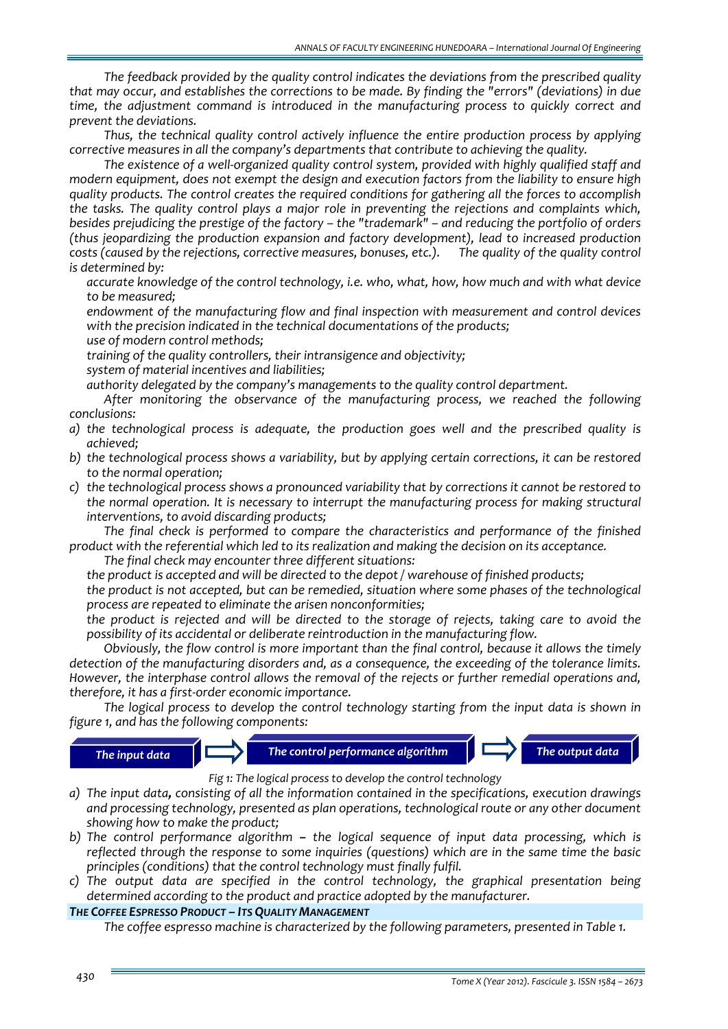*The feedback provided by the quality control indicates the deviations from the prescribed quality that may occur, and establishes the corrections to be made. By finding the "errors" (deviations) in due time, the adjustment command is introduced in the manufacturing process to quickly correct and prevent the deviations.*

*Thus, the technical quality control actively influence the entire production process by applying corrective measures in all the company's departments that contribute to achieving the quality.*

*The existence of a well-organized quality control system, provided with highly qualified staff and modern equipment, does not exempt the design and execution factors from the liability to ensure high quality products. The control creates the required conditions for gathering all the forces to accomplish the tasks. The quality control plays a major role in preventing the rejections and complaints which, besides prejudicing the prestige of the factory – the "trademark" – and reducing the portfolio of orders (thus jeopardizing the production expansion and factory development), lead to increased production costs (caused by the rejections, corrective measures, bonuses, etc.). The quality of the quality control is determined by:*

*accurate knowledge of the control technology, i.e. who, what, how, how much and with what device to be measured;*

*endowment of the manufacturing flow and final inspection with measurement and control devices with the precision indicated in the technical documentations of the products;*

*use of modern control methods;*

*training of the quality controllers, their intransigence and objectivity;*

*system of material incentives and liabilities;*

*authority delegated by the company's managements to the quality control department.*

*After monitoring the observance of the manufacturing process, we reached the following conclusions:*

a) *the technological process is adequate, the production goes well and the prescribed quality is achieved;*
b) *the technological process shows a variability, but by applying certain corrections, it can be restored to the normal operation;*
c) *the technological process shows a pronounced variability that by corrections it cannot be restored to the normal operation. It is necessary to interrupt the manufacturing process for making structural interventions, to avoid discarding products;*

*The final check is performed to compare the characteristics and performance of the finished product with the referential which led to its realization and making the decision on its acceptance.*

*The final check may encounter three different situations:*

*the product is accepted and will be directed to the depot / warehouse of finished products;*

*the product is not accepted, but can be remedied, situation where some phases of the technological process are repeated to eliminate the arisen nonconformities;*

*the product is rejected and will be directed to the storage of rejects, taking care to avoid the possibility of its accidental or deliberate reintroduction in the manufacturing flow.*

*Obviously, the flow control is more important than the final control, because it allows the timely detection of the manufacturing disorders and, as a consequence, the exceeding of the tolerance limits. However, the interphase control allows the removal of the rejects or further remedial operations and, therefore, it has a first-order economic importance.*

*The logical process to develop the control technology starting from the input data is shown in figure 1, and has the following components:*

**The input data** ⇒ **The control performance algorithm** ⇒ **The output data**

*Fig 1: The logical process to develop the control technology*

a) *The input data**,** consisting of all the information contained in the specifications, execution drawings and processing technology, presented as plan operations, technological route or any other document showing how to make the product;*
b) *The control performance algorithm **–** the logical sequence of input data processing, which is reflected through the response to some inquiries (questions) which are in the same time the basic principles (conditions) that the control technology must finally fulfil.*
c) *The output data are specified in the control technology, the graphical presentation being determined according to the product and practice adopted by the manufacturer.*

## THE COFFEE ESPRESSO PRODUCT – ITS QUALITY MANAGEMENT

*The coffee espresso machine is characterized by the following parameters, presented in Table 1.*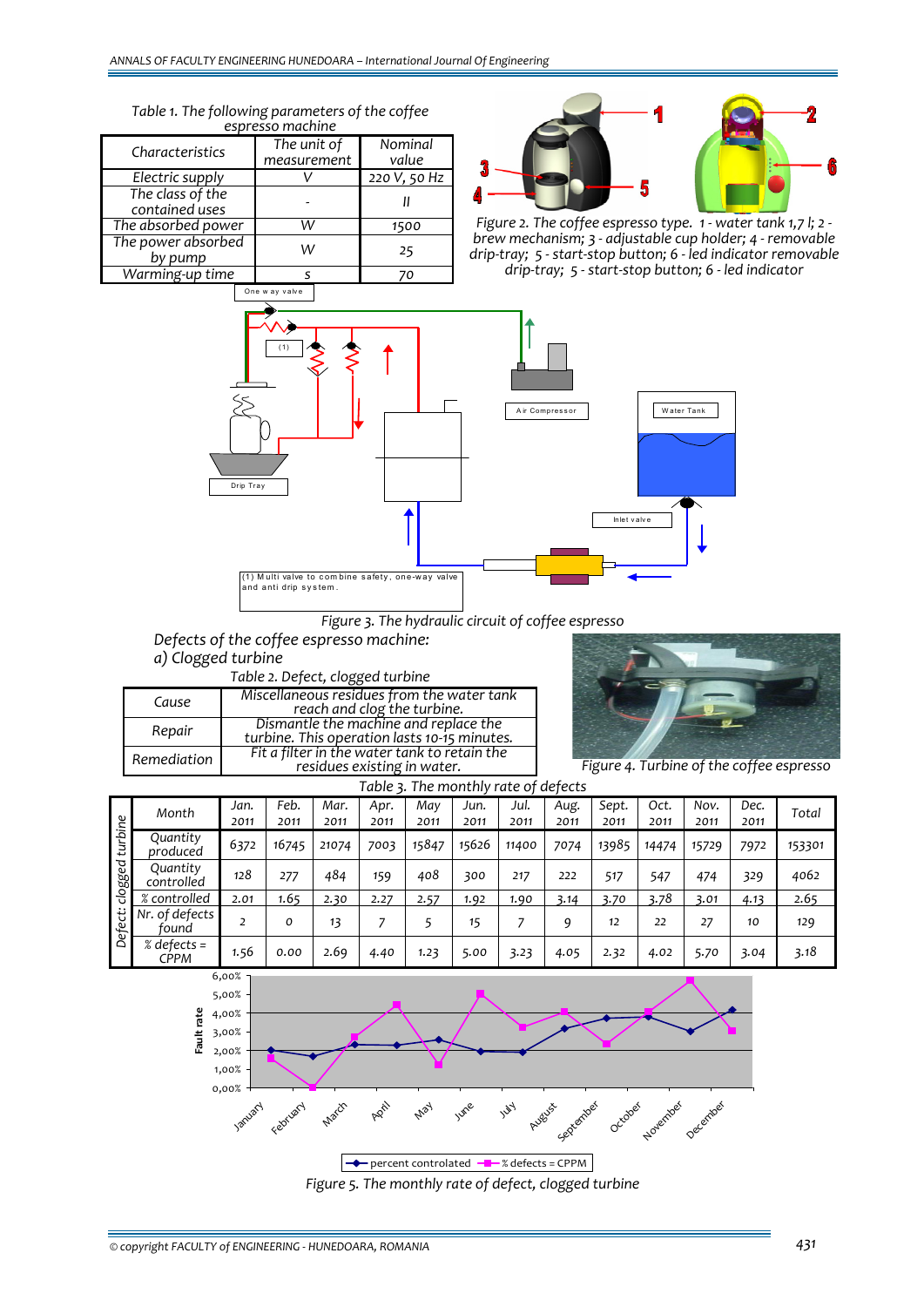Table 1. The following parameters of the coffee espresso machine

| Characteristics | The unit of measurement | Nominal value |
|---|---|---|
| Electric supply | V | 220 V, 50 Hz |
| The class of the contained uses | - | II |
| The absorbed power | W | 1500 |
| The power absorbed by pump | W | 25 |
| Warming-up time | s | 70 |

Figure 2. The coffee espresso type. 1 - water tank 1,7 l; 2 - brew mechanism; 3 - adjustable cup holder; 4 - removable drip-tray; 5 - start-stop button; 6 - led indicator removable drip-tray; 5 - start-stop button; 6 - led indicator

Figure 3. The hydraulic circuit of coffee espresso

Defects of the coffee espresso machine:

a) Clogged turbine

Table 2. Defect, clogged turbine

| | |
|---|---|
| Cause | Miscellaneous residues from the water tank reach and clog the turbine. |
| Repair | Dismantle the machine and replace the turbine. This operation lasts 10-15 minutes. |
| Remediation | Fit a filter in the water tank to retain the residues existing in water. |

Figure 4. Turbine of the coffee espresso

Table 3. The monthly rate of defects

| Defect: clogged turbine | Month | Jan. 2011 | Feb. 2011 | Mar. 2011 | Apr. 2011 | May 2011 | Jun. 2011 | Jul. 2011 | Aug. 2011 | Sept. 2011 | Oct. 2011 | Nov. 2011 | Dec. 2011 | Total |
|---|---|---|---|---|---|---|---|---|---|---|---|---|---|---|
| | Quantity produced | 6372 | 16745 | 21074 | 7003 | 15847 | 15626 | 11400 | 7074 | 13985 | 14474 | 15729 | 7972 | 153301 |
| | Quantity controlled | 128 | 277 | 484 | 159 | 408 | 300 | 217 | 222 | 517 | 547 | 474 | 329 | 4062 |
| | % controlled | 2.01 | 1.65 | 2.30 | 2.27 | 2.57 | 1.92 | 1.90 | 3.14 | 3.70 | 3.78 | 3.01 | 4.13 | 2.65 |
| | Nr. of defects found | 2 | 0 | 13 | 7 | 5 | 15 | 7 | 9 | 12 | 22 | 27 | 10 | 129 |
| | % defects = CPPM | 1.56 | 0.00 | 2.69 | 4.40 | 1.23 | 5.00 | 3.23 | 4.05 | 2.32 | 4.02 | 5.70 | 3.04 | 3.18 |

Figure 5. The monthly rate of defect, clogged turbine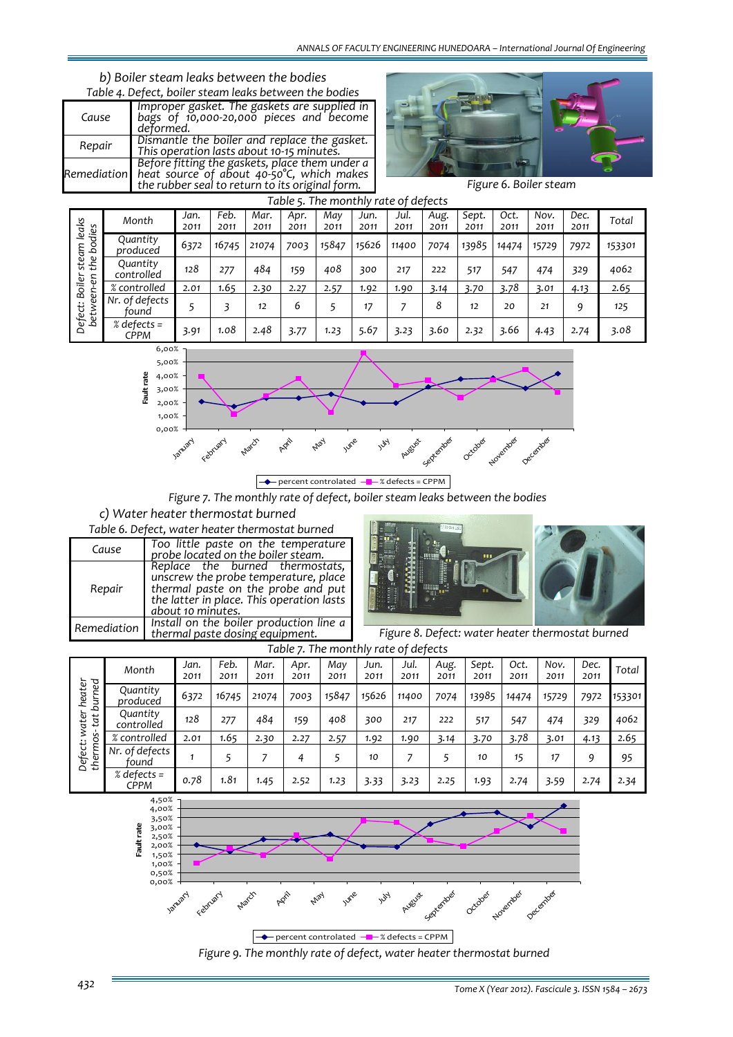### b) Boiler steam leaks between the bodies

Table 4. Defect, boiler steam leaks between the bodies

| | |
|---|---|
| Cause | Improper gasket. The gaskets are supplied in bags of 10,000-20,000 pieces and become deformed. |
| Repair | Dismantle the boiler and replace the gasket. This operation lasts about 10-15 minutes. |
| Remediation | Before fitting the gaskets, place them under a heat source of about 40-50°C, which makes the rubber seal to return to its original form. |

Figure 6. Boiler steam

Table 5. The monthly rate of defects

| Defect: Boiler steam leaks between-en the bodies | Month | Jan. 2011 | Feb. 2011 | Mar. 2011 | Apr. 2011 | May 2011 | Jun. 2011 | Jul. 2011 | Aug. 2011 | Sept. 2011 | Oct. 2011 | Nov. 2011 | Dec. 2011 | Total |
|---|---|---|---|---|---|---|---|---|---|---|---|---|---|---|
| | Quantity produced | 6372 | 16745 | 21074 | 7003 | 15847 | 15626 | 11400 | 7074 | 13985 | 14474 | 15729 | 7972 | 153301 |
| | Quantity controlled | 128 | 277 | 484 | 159 | 408 | 300 | 217 | 222 | 517 | 547 | 474 | 329 | 4062 |
| | % controlled | 2.01 | 1.65 | 2.30 | 2.27 | 2.57 | 1.92 | 1.90 | 3.14 | 3.70 | 3.78 | 3.01 | 4.13 | 2.65 |
| | Nr. of defects found | 5 | 3 | 12 | 6 | 5 | 17 | 7 | 8 | 12 | 20 | 21 | 9 | 125 |
| | % defects = CPPM | 3.91 | 1.08 | 2.48 | 3.77 | 1.23 | 5.67 | 3.23 | 3.60 | 2.32 | 3.66 | 4.43 | 2.74 | 3.08 |

Figure 7. The monthly rate of defect, boiler steam leaks between the bodies

### c) Water heater thermostat burned

Table 6. Defect, water heater thermostat burned

| | |
|---|---|
| Cause | Too little paste on the temperature probe located on the boiler steam. |
| Repair | Replace the burned thermostats, unscrew the probe temperature, place thermal paste on the probe and put the latter in place. This operation lasts about 10 minutes. |
| Remediation | Install on the boiler production line a thermal paste dosing equipment. |

Figure 8. Defect: water heater thermostat burned

Table 7. The monthly rate of defects

| Defect: water heater thermos- tat burned | Month | Jan. 2011 | Feb. 2011 | Mar. 2011 | Apr. 2011 | May 2011 | Jun. 2011 | Jul. 2011 | Aug. 2011 | Sept. 2011 | Oct. 2011 | Nov. 2011 | Dec. 2011 | Total |
|---|---|---|---|---|---|---|---|---|---|---|---|---|---|---|
| | Quantity produced | 6372 | 16745 | 21074 | 7003 | 15847 | 15626 | 11400 | 7074 | 13985 | 14474 | 15729 | 7972 | 153301 |
| | Quantity controlled | 128 | 277 | 484 | 159 | 408 | 300 | 217 | 222 | 517 | 547 | 474 | 329 | 4062 |
| | % controlled | 2.01 | 1.65 | 2.30 | 2.27 | 2.57 | 1.92 | 1.90 | 3.14 | 3.70 | 3.78 | 3.01 | 4.13 | 2.65 |
| | Nr. of defects found | 1 | 5 | 7 | 4 | 5 | 10 | 7 | 5 | 10 | 15 | 17 | 9 | 95 |
| | % defects = CPPM | 0.78 | 1.81 | 1.45 | 2.52 | 1.23 | 3.33 | 3.23 | 2.25 | 1.93 | 2.74 | 3.59 | 2.74 | 2.34 |

Figure 9. The monthly rate of defect, water heater thermostat burned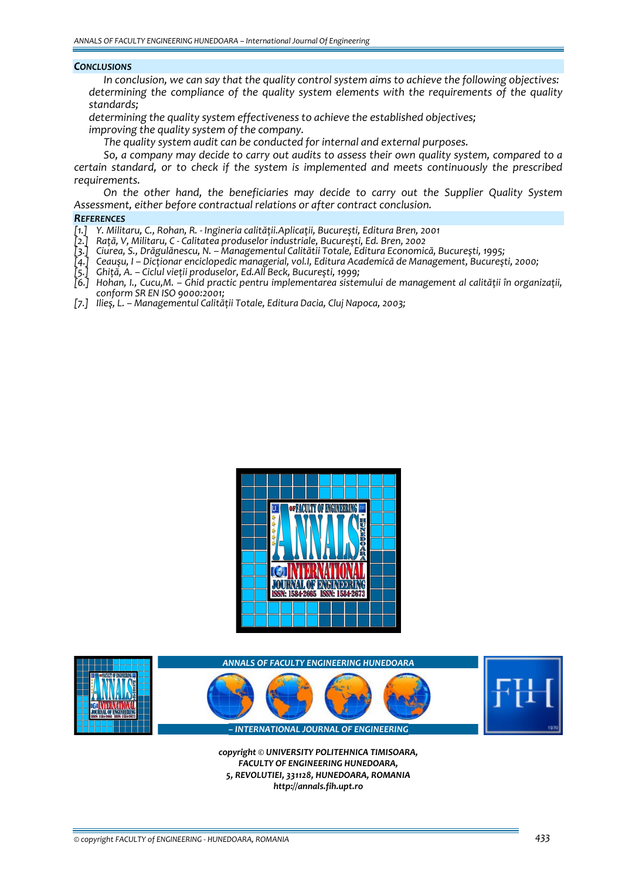## *CONCLUSIONS*

*In conclusion, we can say that the quality control system aims to achieve the following objectives:*

*determining the compliance of the quality system elements with the requirements of the quality standards;*

*determining the quality system effectiveness to achieve the established objectives;*

*improving the quality system of the company.*

*The quality system audit can be conducted for internal and external purposes.*

*So, a company may decide to carry out audits to assess their own quality system, compared to a certain standard, or to check if the system is implemented and meets continuously the prescribed requirements.*

*On the other hand, the beneficiaries may decide to carry out the Supplier Quality System Assessment, either before contractual relations or after contract conclusion.*

## *REFERENCES*

*[1.] Y. Militaru, C., Rohan, R. - Ingineria calităţii.Aplicaţii, Bucureşti, Editura Bren, 2001*

*[2.] Raţă, V, Militaru, C - Calitatea produselor industriale, Bucureşti, Ed. Bren, 2002*

*[3.] Ciurea, S., Drăgulănescu, N. – Managementul Calităţii Totale, Editura Economică, Bucureşti, 1995;*

*[4.] Ceauşu, I – Dicţionar enciclopedic managerial, vol.I, Editura Academică de Management, Bucureşti, 2000;*

*[5.] Ghiţă, A. – Ciclul vieţii produselor, Ed.All Beck, Bucureşti, 1999;*

*[6.] Hohan, I., Cucu,M. – Ghid practic pentru implementarea sistemului de management al calităţii în organizaţii, conform SR EN ISO 9000:2001;*

*[7.] Ilieş, L. – Managementul Calităţii Totale, Editura Dacia, Cluj Napoca, 2003;*

***copyright © UNIVERSITY POLITEHNICA TIMISOARA,***
***FACULTY OF ENGINEERING HUNEDOARA,***
***5, REVOLUTIEI, 331128, HUNEDOARA, ROMANIA***
***http://annals.fih.upt.ro***